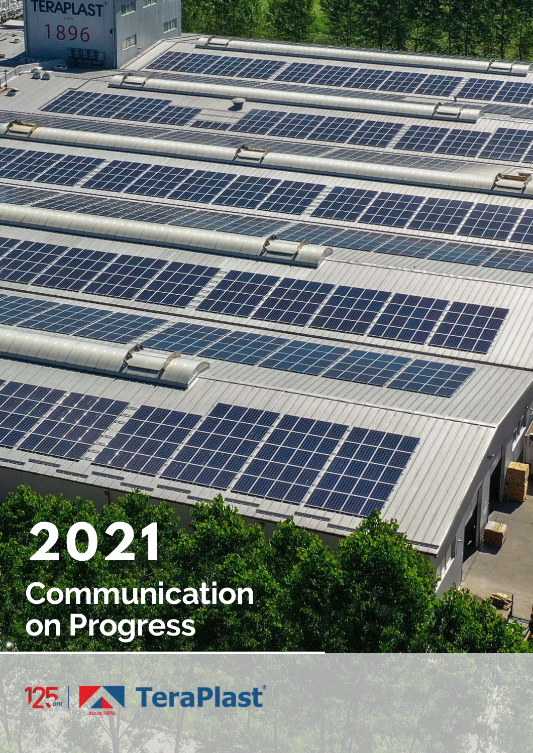# 2021 Communication on Progress

125 ani | TeraPlast since 1896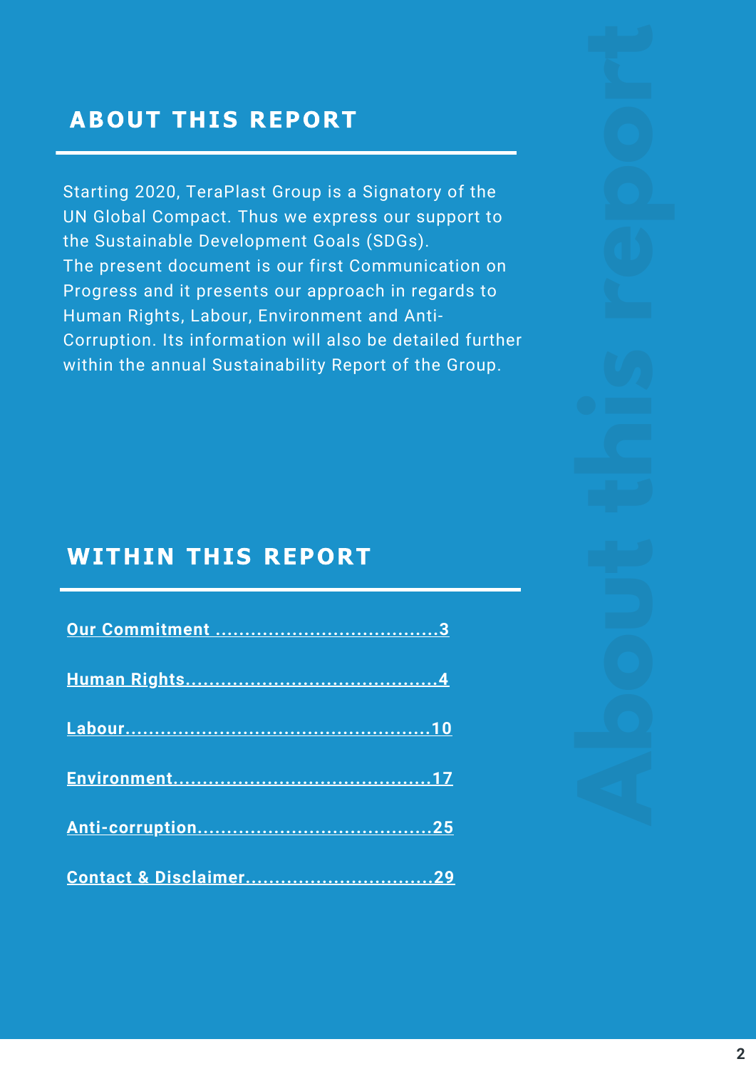## ABOUT THIS REPORT

Starting 2020, TeraPlast Group is a Signatory of the UN Global Compact. Thus we express our support to the Sustainable Development Goals (SDGs).
The present document is our first Communication on Progress and it presents our approach in regards to Human Rights, Labour, Environment and Anti-Corruption. Its information will also be detailed further within the annual Sustainability Report of the Group.

## WITHIN THIS REPORT

**Our Commitment ....................................3**

**Human Rights.........................................4**

**Labour.................................................10**

**Environment..........................................17**

**Anti-corruption......................................25**

**Contact & Disclaimer...............................29**

About this report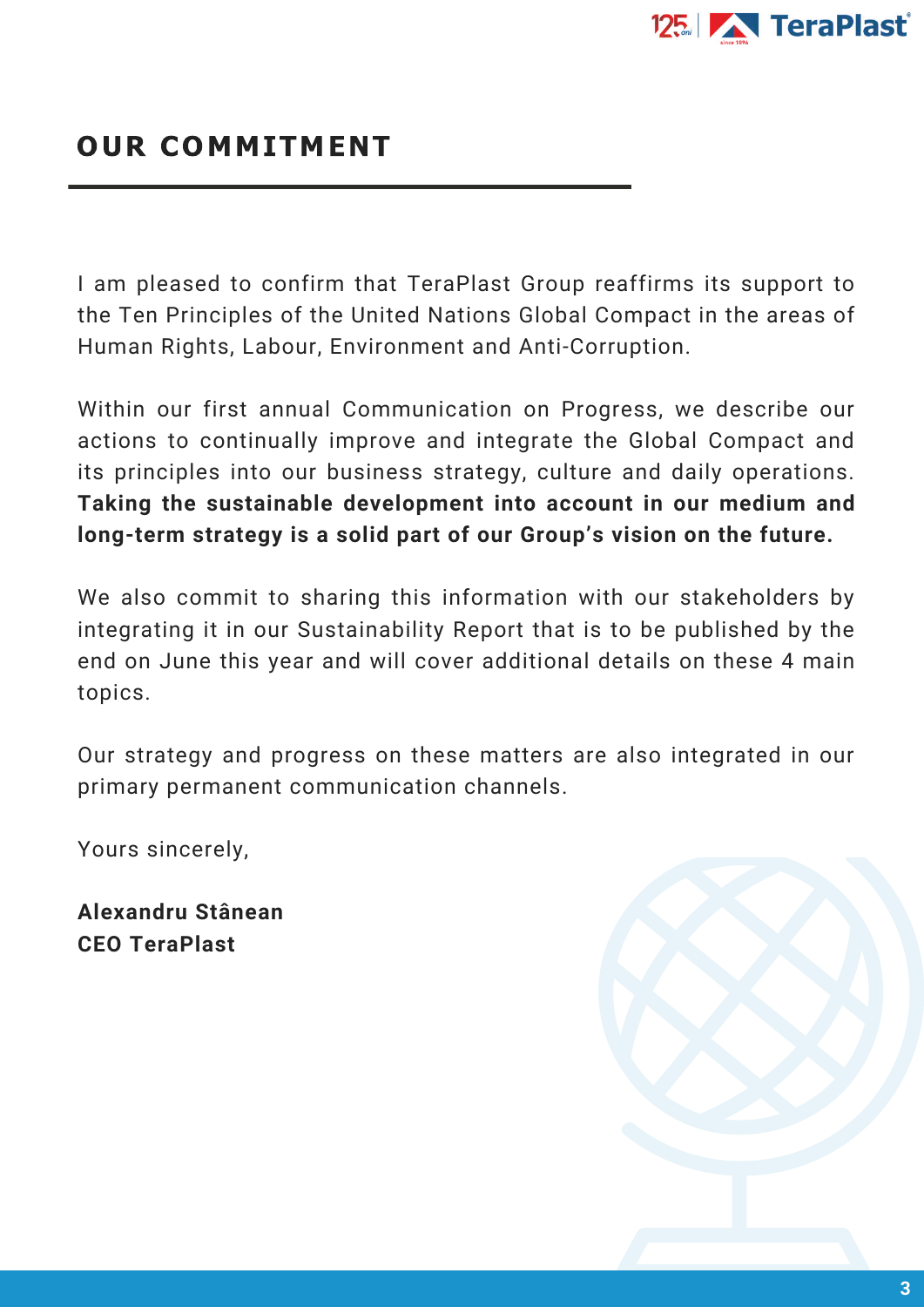# OUR COMMITMENT

I am pleased to confirm that TeraPlast Group reaffirms its support to the Ten Principles of the United Nations Global Compact in the areas of Human Rights, Labour, Environment and Anti-Corruption.

Within our first annual Communication on Progress, we describe our actions to continually improve and integrate the Global Compact and its principles into our business strategy, culture and daily operations. **Taking the sustainable development into account in our medium and long-term strategy is a solid part of our Group's vision on the future.**

We also commit to sharing this information with our stakeholders by integrating it in our Sustainability Report that is to be published by the end on June this year and will cover additional details on these 4 main topics.

Our strategy and progress on these matters are also integrated in our primary permanent communication channels.

Yours sincerely,

**Alexandru Stânean**
**CEO TeraPlast**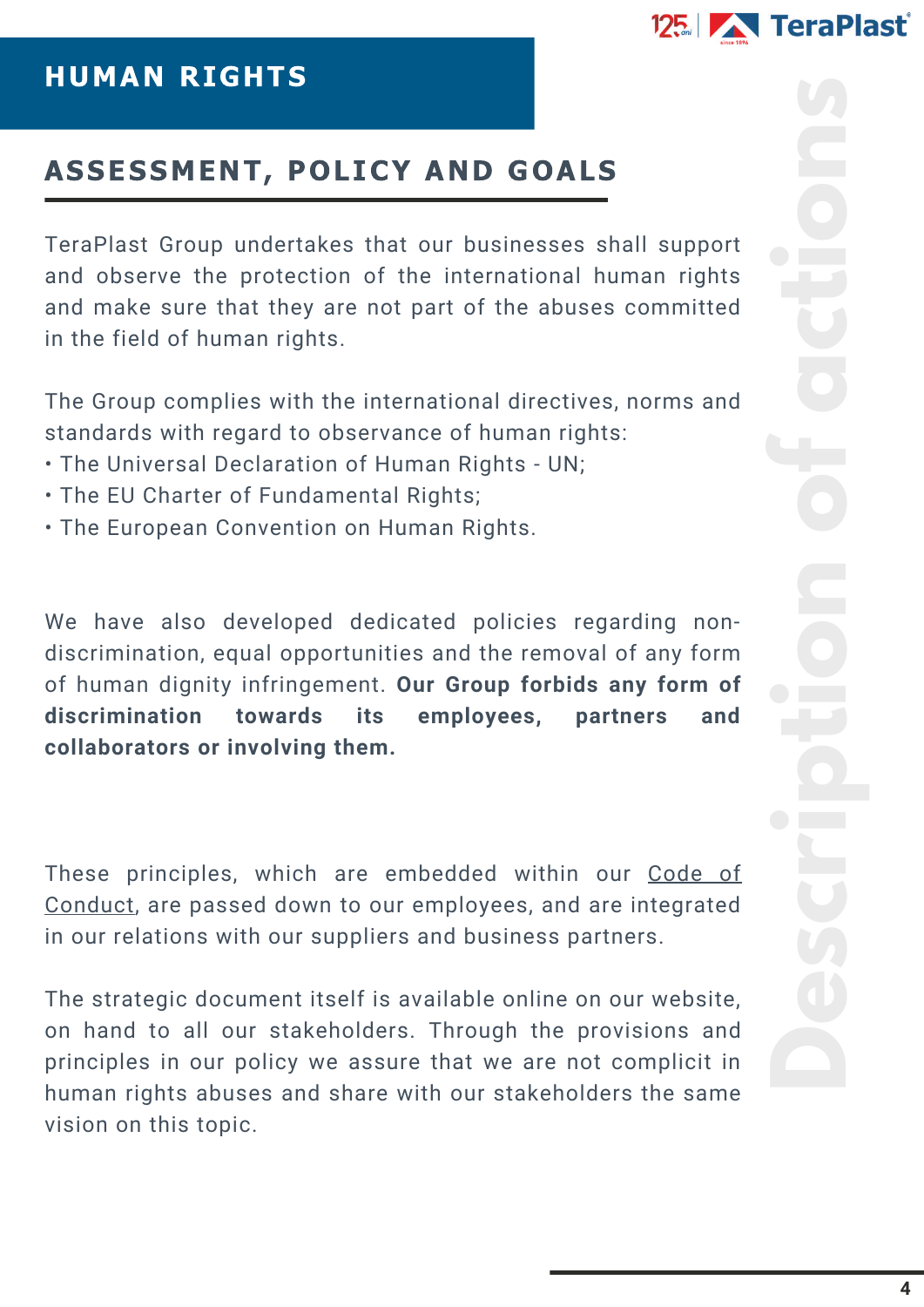# HUMAN RIGHTS

## ASSESSMENT, POLICY AND GOALS

TeraPlast Group undertakes that our businesses shall support and observe the protection of the international human rights and make sure that they are not part of the abuses committed in the field of human rights.

The Group complies with the international directives, norms and standards with regard to observance of human rights:

- The Universal Declaration of Human Rights - UN;
- The EU Charter of Fundamental Rights;
- The European Convention on Human Rights.

We have also developed dedicated policies regarding non-discrimination, equal opportunities and the removal of any form of human dignity infringement. **Our Group forbids any form of discrimination towards its employees, partners and collaborators or involving them.**

These principles, which are embedded within our Code of Conduct, are passed down to our employees, and are integrated in our relations with our suppliers and business partners.

The strategic document itself is available online on our website, on hand to all our stakeholders. Through the provisions and principles in our policy we assure that we are not complicit in human rights abuses and share with our stakeholders the same vision on this topic.

Description of actions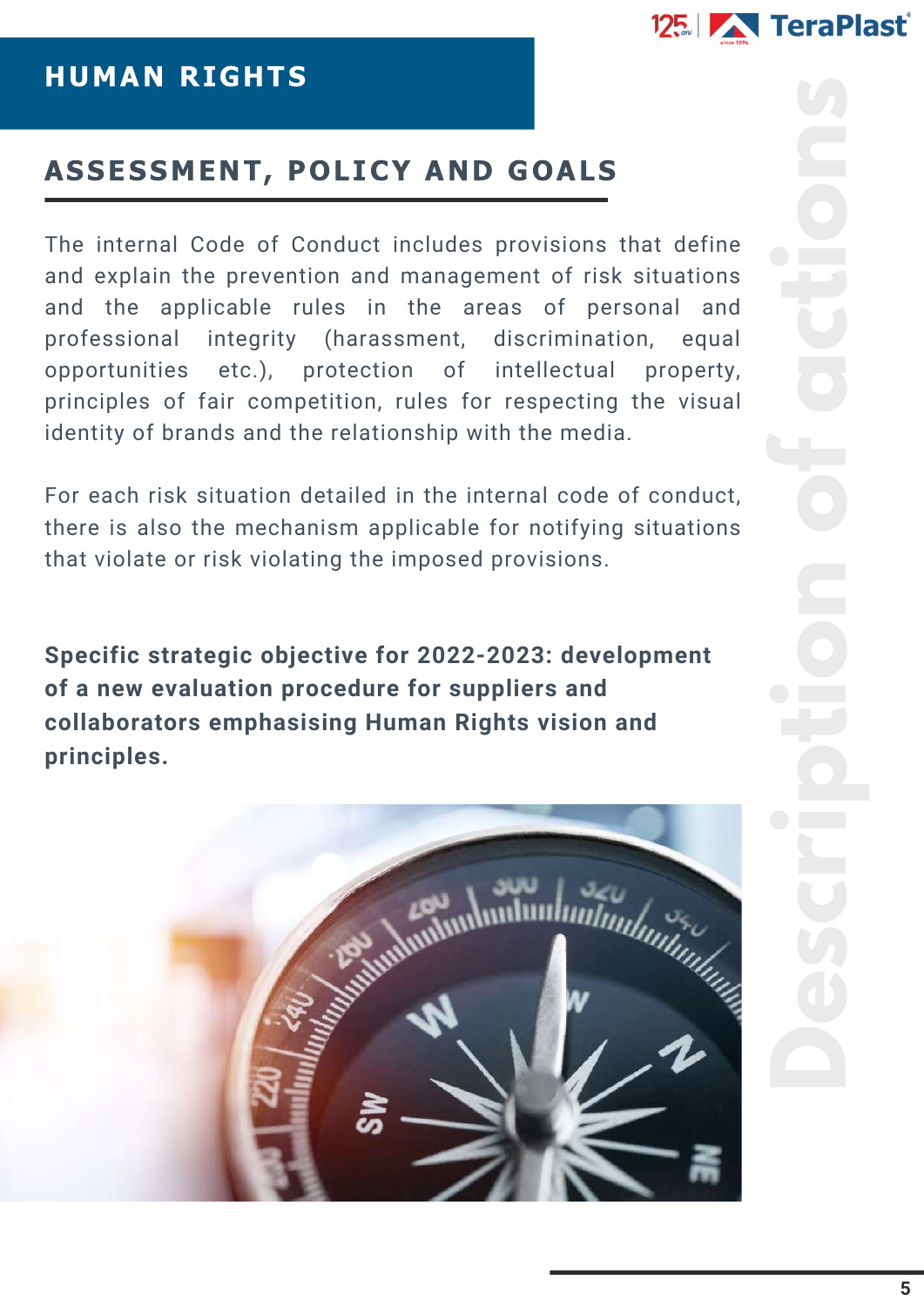# HUMAN RIGHTS

## ASSESSMENT, POLICY AND GOALS

The internal Code of Conduct includes provisions that define and explain the prevention and management of risk situations and the applicable rules in the areas of personal and professional integrity (harassment, discrimination, equal opportunities etc.), protection of intellectual property, principles of fair competition, rules for respecting the visual identity of brands and the relationship with the media.

For each risk situation detailed in the internal code of conduct, there is also the mechanism applicable for notifying situations that violate or risk violating the imposed provisions.

**Specific strategic objective for 2022-2023: development of a new evaluation procedure for suppliers and collaborators emphasising Human Rights vision and principles.**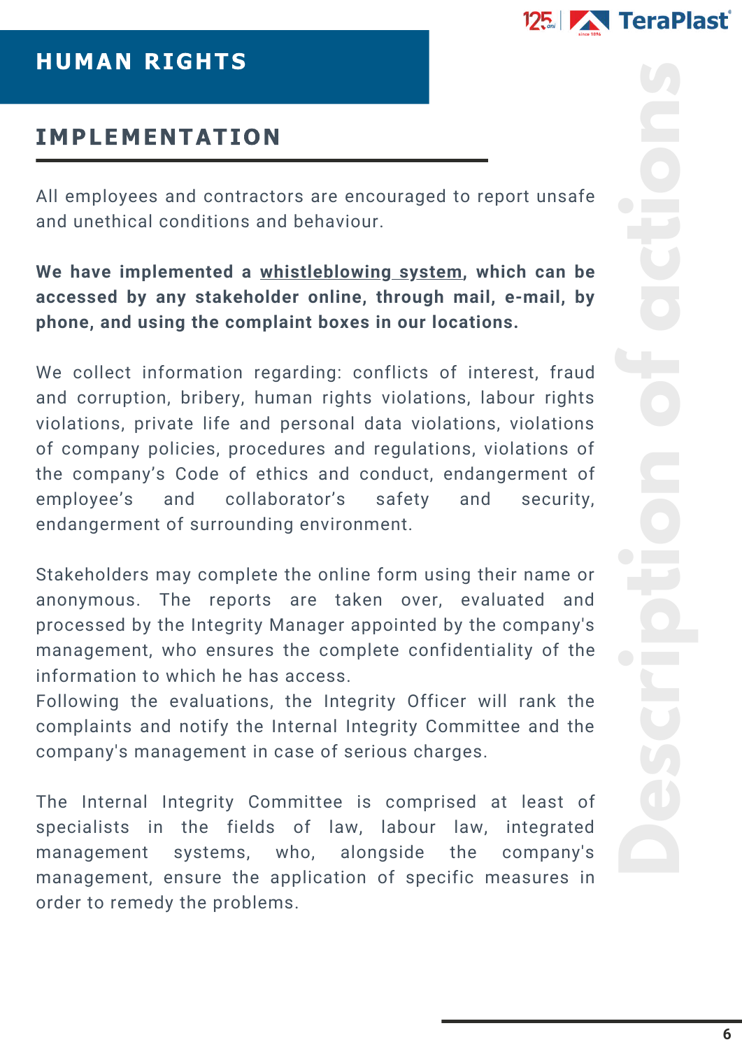# HUMAN RIGHTS

## IMPLEMENTATION

All employees and contractors are encouraged to report unsafe and unethical conditions and behaviour.

**We have implemented a whistleblowing system, which can be accessed by any stakeholder online, through mail, e-mail, by phone, and using the complaint boxes in our locations.**

We collect information regarding: conflicts of interest, fraud and corruption, bribery, human rights violations, labour rights violations, private life and personal data violations, violations of company policies, procedures and regulations, violations of the company's Code of ethics and conduct, endangerment of employee's and collaborator's safety and security, endangerment of surrounding environment.

Stakeholders may complete the online form using their name or anonymous. The reports are taken over, evaluated and processed by the Integrity Manager appointed by the company's management, who ensures the complete confidentiality of the information to which he has access.
Following the evaluations, the Integrity Officer will rank the complaints and notify the Internal Integrity Committee and the company's management in case of serious charges.

The Internal Integrity Committee is comprised at least of specialists in the fields of law, labour law, integrated management systems, who, alongside the company's management, ensure the application of specific measures in order to remedy the problems.

Description of actions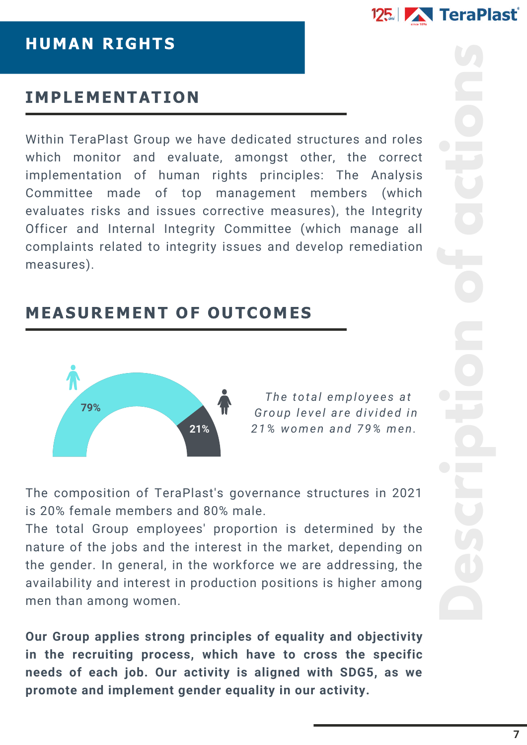# HUMAN RIGHTS

## IMPLEMENTATION

Within TeraPlast Group we have dedicated structures and roles which monitor and evaluate, amongst other, the correct implementation of human rights principles: The Analysis Committee made of top management members (which evaluates risks and issues corrective measures), the Integrity Officer and Internal Integrity Committee (which manage all complaints related to integrity issues and develop remediation measures).

## MEASUREMENT OF OUTCOMES

79%

21%

*The total employees at Group level are divided in 21% women and 79% men.*

The composition of TeraPlast's governance structures in 2021 is 20% female members and 80% male.

The total Group employees' proportion is determined by the nature of the jobs and the interest in the market, depending on the gender. In general, in the workforce we are addressing, the availability and interest in production positions is higher among men than among women.

**Our Group applies strong principles of equality and objectivity in the recruiting process, which have to cross the specific needs of each job. Our activity is aligned with SDG5, as we promote and implement gender equality in our activity.**

Description of actions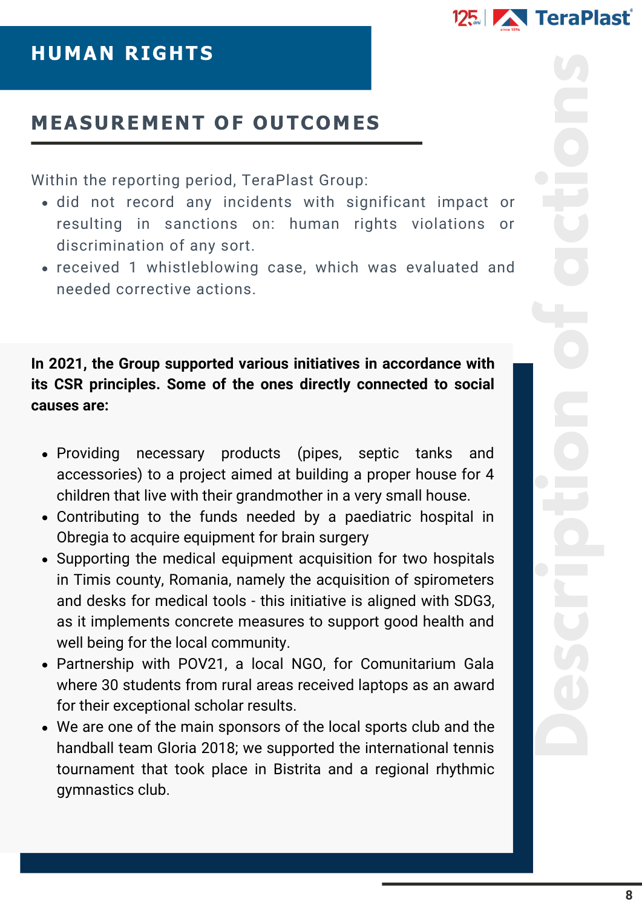# HUMAN RIGHTS

## MEASUREMENT OF OUTCOMES

Within the reporting period, TeraPlast Group:

- did not record any incidents with significant impact or resulting in sanctions on: human rights violations or discrimination of any sort.
- received 1 whistleblowing case, which was evaluated and needed corrective actions.

## Description of actions

**In 2021, the Group supported various initiatives in accordance with its CSR principles. Some of the ones directly connected to social causes are:**

- Providing necessary products (pipes, septic tanks and accessories) to a project aimed at building a proper house for 4 children that live with their grandmother in a very small house.
- Contributing to the funds needed by a paediatric hospital in Obregia to acquire equipment for brain surgery
- Supporting the medical equipment acquisition for two hospitals in Timis county, Romania, namely the acquisition of spirometers and desks for medical tools - this initiative is aligned with SDG3, as it implements concrete measures to support good health and well being for the local community.
- Partnership with POV21, a local NGO, for Comunitarium Gala where 30 students from rural areas received laptops as an award for their exceptional scholar results.
- We are one of the main sponsors of the local sports club and the handball team Gloria 2018; we supported the international tennis tournament that took place in Bistrita and a regional rhythmic gymnastics club.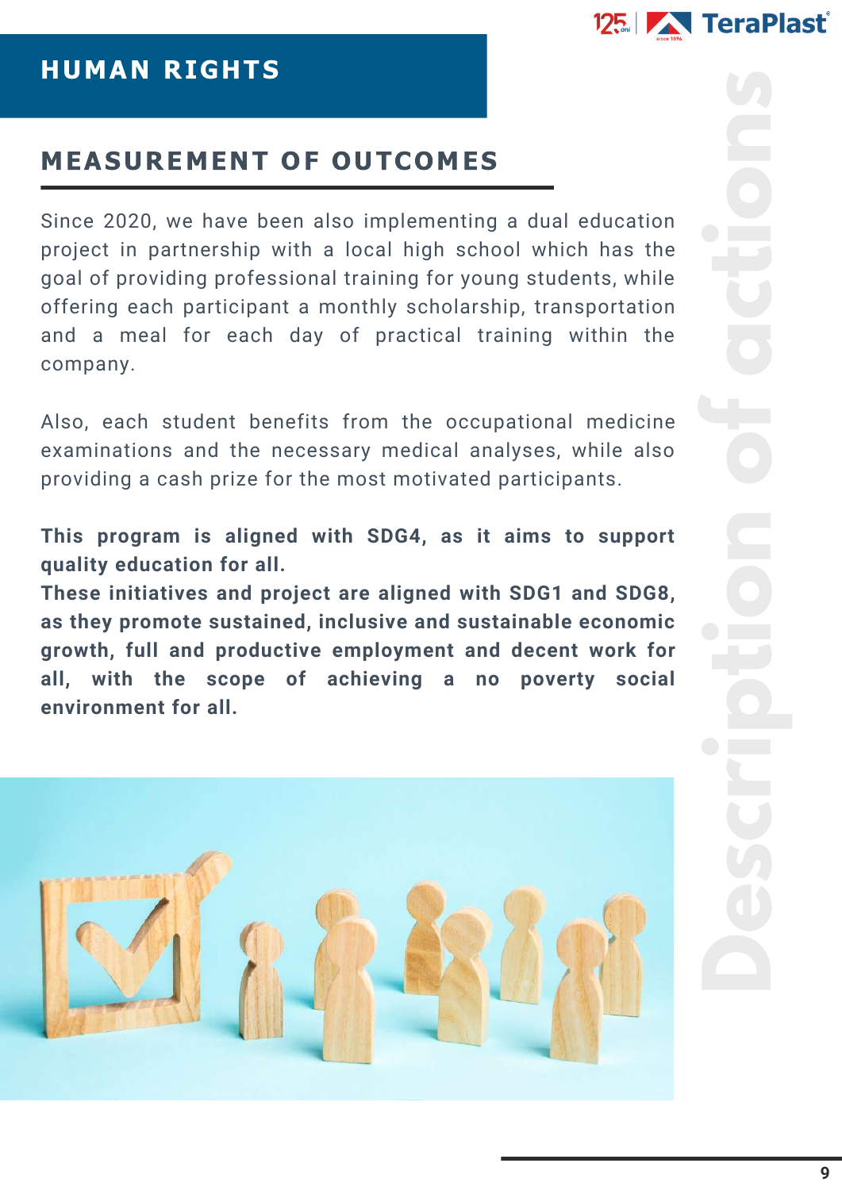# HUMAN RIGHTS

## MEASUREMENT OF OUTCOMES

Since 2020, we have been also implementing a dual education project in partnership with a local high school which has the goal of providing professional training for young students, while offering each participant a monthly scholarship, transportation and a meal for each day of practical training within the company.

Also, each student benefits from the occupational medicine examinations and the necessary medical analyses, while also providing a cash prize for the most motivated participants.

**This program is aligned with SDG4, as it aims to support quality education for all.**
**These initiatives and project are aligned with SDG1 and SDG8, as they promote sustained, inclusive and sustainable economic growth, full and productive employment and decent work for all, with the scope of achieving a no poverty social environment for all.**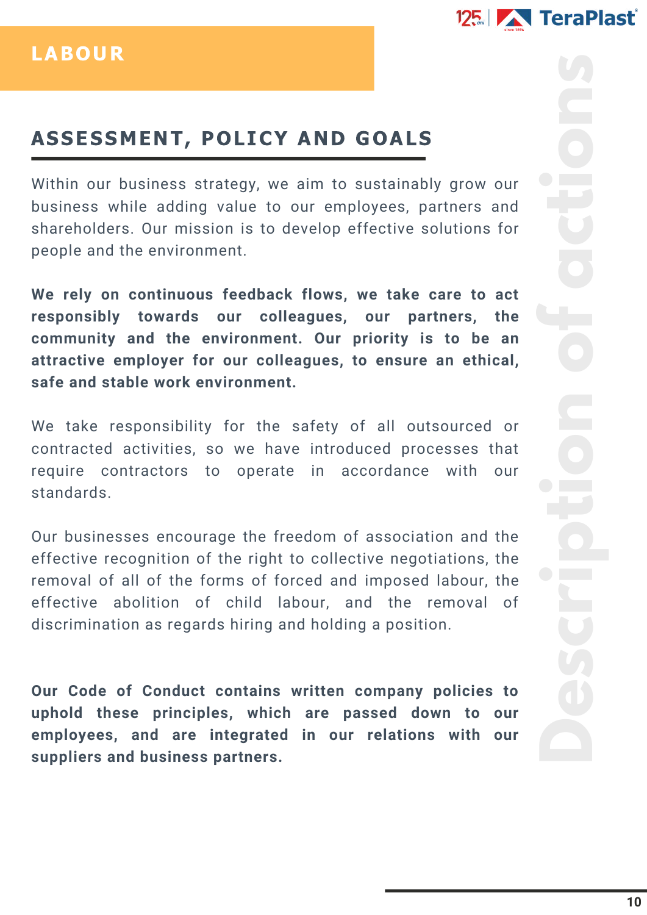# LABOUR

## ASSESSMENT, POLICY AND GOALS

Within our business strategy, we aim to sustainably grow our business while adding value to our employees, partners and shareholders. Our mission is to develop effective solutions for people and the environment.

**We rely on continuous feedback flows, we take care to act responsibly towards our colleagues, our partners, the community and the environment. Our priority is to be an attractive employer for our colleagues, to ensure an ethical, safe and stable work environment.**

We take responsibility for the safety of all outsourced or contracted activities, so we have introduced processes that require contractors to operate in accordance with our standards.

Our businesses encourage the freedom of association and the effective recognition of the right to collective negotiations, the removal of all of the forms of forced and imposed labour, the effective abolition of child labour, and the removal of discrimination as regards hiring and holding a position.

**Our Code of Conduct contains written company policies to uphold these principles, which are passed down to our employees, and are integrated in our relations with our suppliers and business partners.**

Description of actions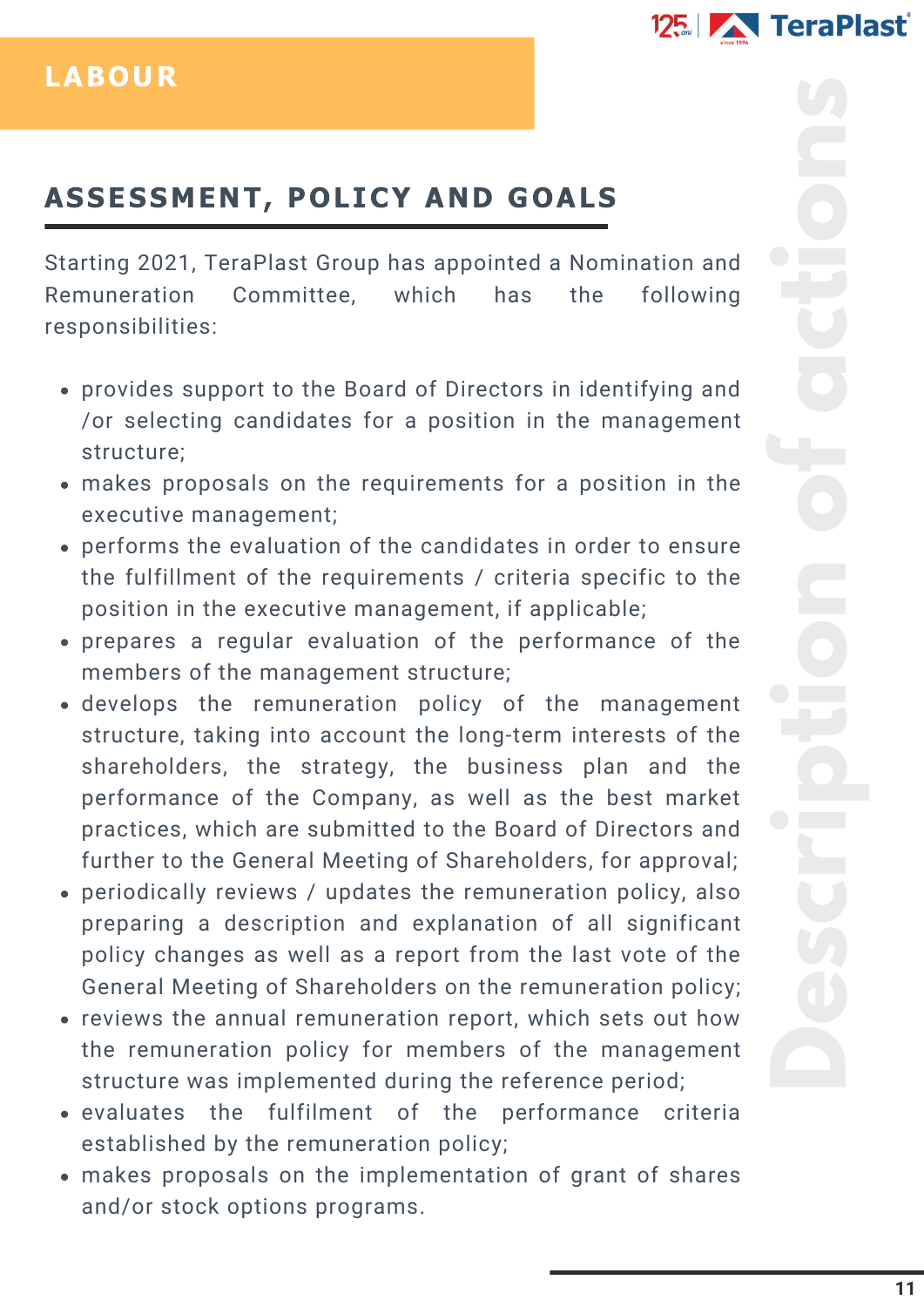# LABOUR

## ASSESSMENT, POLICY AND GOALS

Starting 2021, TeraPlast Group has appointed a Nomination and Remuneration Committee, which has the following responsibilities:

- provides support to the Board of Directors in identifying and /or selecting candidates for a position in the management structure;
- makes proposals on the requirements for a position in the executive management;
- performs the evaluation of the candidates in order to ensure the fulfillment of the requirements / criteria specific to the position in the executive management, if applicable;
- prepares a regular evaluation of the performance of the members of the management structure;
- develops the remuneration policy of the management structure, taking into account the long-term interests of the shareholders, the strategy, the business plan and the performance of the Company, as well as the best market practices, which are submitted to the Board of Directors and further to the General Meeting of Shareholders, for approval;
- periodically reviews / updates the remuneration policy, also preparing a description and explanation of all significant policy changes as well as a report from the last vote of the General Meeting of Shareholders on the remuneration policy;
- reviews the annual remuneration report, which sets out how the remuneration policy for members of the management structure was implemented during the reference period;
- evaluates the fulfilment of the performance criteria established by the remuneration policy;
- makes proposals on the implementation of grant of shares and/or stock options programs.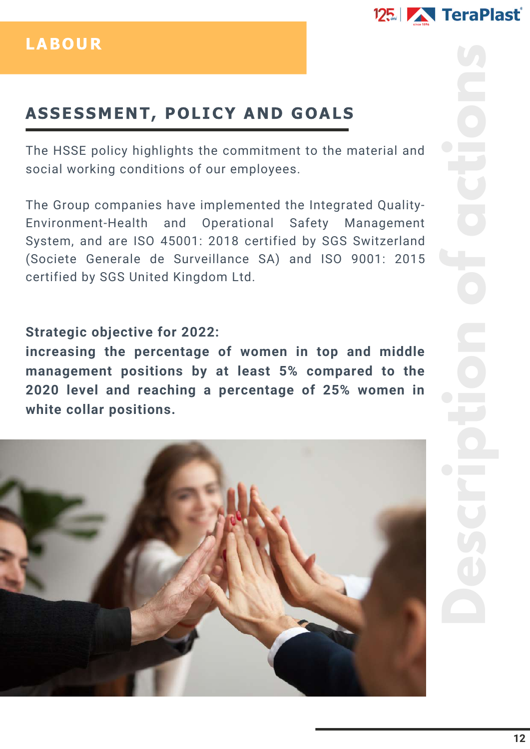# LABOUR

## ASSESSMENT, POLICY AND GOALS

The HSSE policy highlights the commitment to the material and social working conditions of our employees.

The Group companies have implemented the Integrated Quality-Environment-Health and Operational Safety Management System, and are ISO 45001: 2018 certified by SGS Switzerland (Societe Generale de Surveillance SA) and ISO 9001: 2015 certified by SGS United Kingdom Ltd.

**Strategic objective for 2022:**
**increasing the percentage of women in top and middle management positions by at least 5% compared to the 2020 level and reaching a percentage of 25% women in white collar positions.**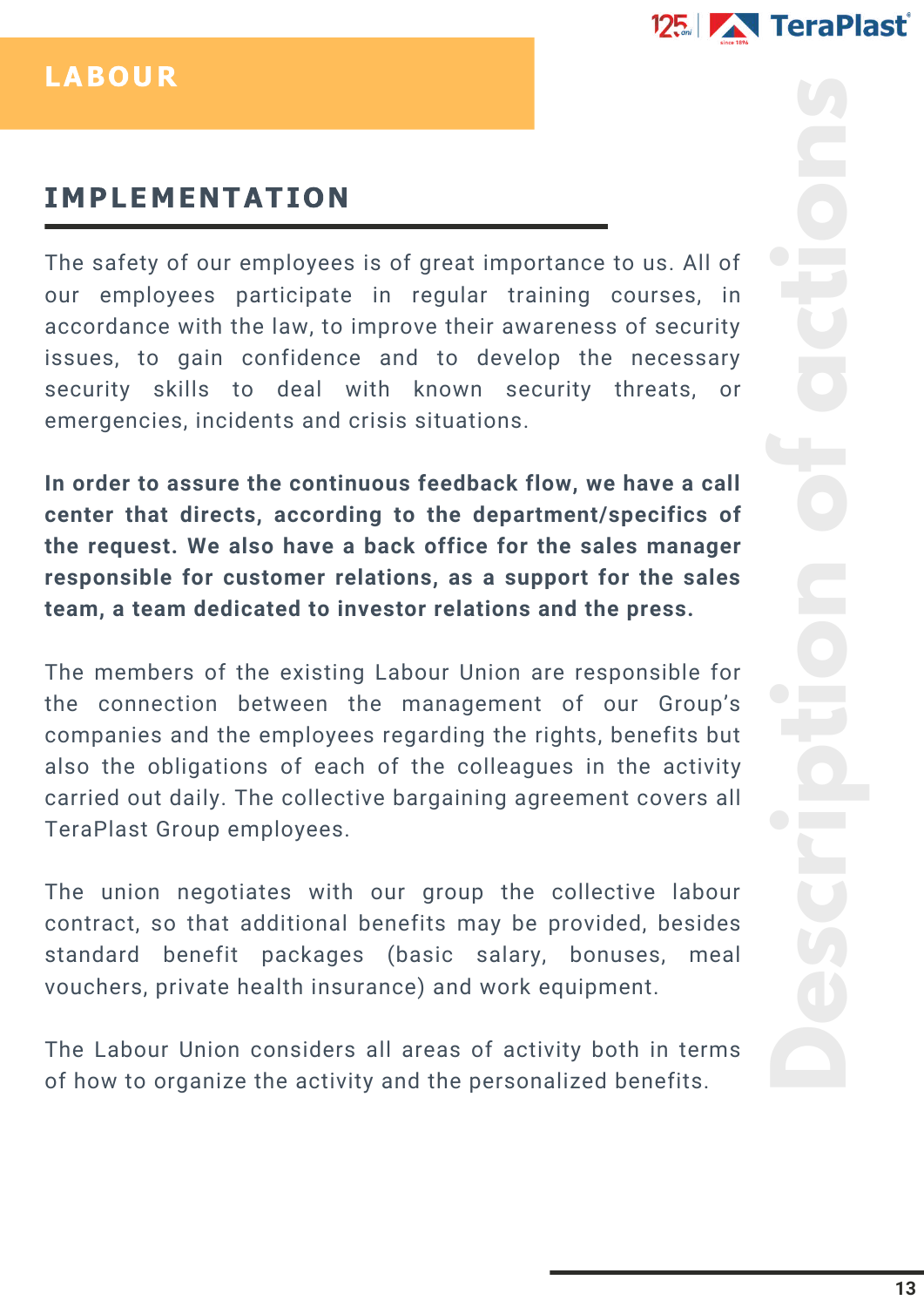# LABOUR

## IMPLEMENTATION

The safety of our employees is of great importance to us. All of our employees participate in regular training courses, in accordance with the law, to improve their awareness of security issues, to gain confidence and to develop the necessary security skills to deal with known security threats, or emergencies, incidents and crisis situations.

**In order to assure the continuous feedback flow, we have a call center that directs, according to the department/specifics of the request. We also have a back office for the sales manager responsible for customer relations, as a support for the sales team, a team dedicated to investor relations and the press.**

The members of the existing Labour Union are responsible for the connection between the management of our Group's companies and the employees regarding the rights, benefits but also the obligations of each of the colleagues in the activity carried out daily. The collective bargaining agreement covers all TeraPlast Group employees.

The union negotiates with our group the collective labour contract, so that additional benefits may be provided, besides standard benefit packages (basic salary, bonuses, meal vouchers, private health insurance) and work equipment.

The Labour Union considers all areas of activity both in terms of how to organize the activity and the personalized benefits.

Description of actions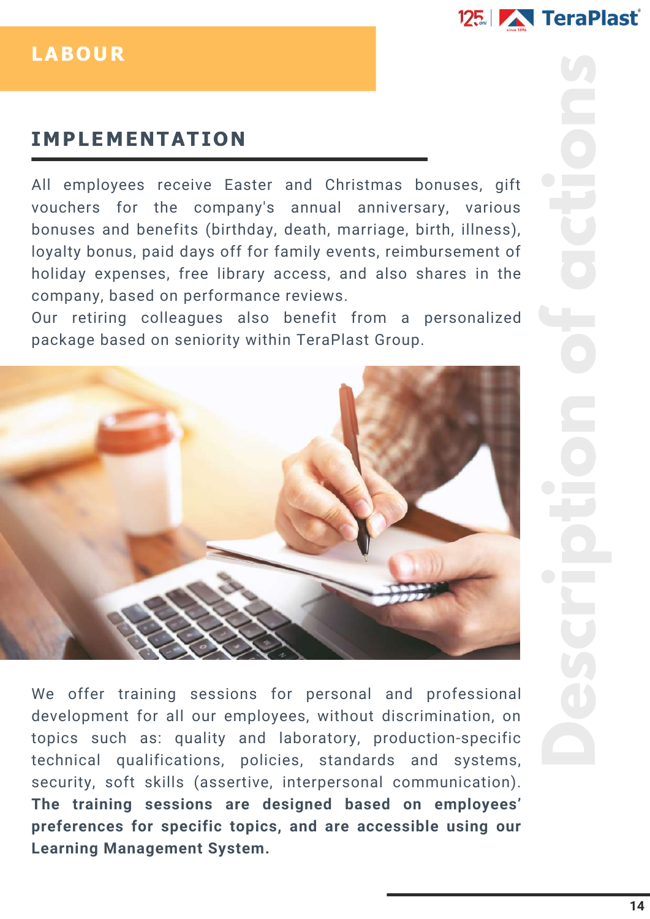# LABOUR

## IMPLEMENTATION

All employees receive Easter and Christmas bonuses, gift vouchers for the company's annual anniversary, various bonuses and benefits (birthday, death, marriage, birth, illness), loyalty bonus, paid days off for family events, reimbursement of holiday expenses, free library access, and also shares in the company, based on performance reviews.

Our retiring colleagues also benefit from a personalized package based on seniority within TeraPlast Group.

We offer training sessions for personal and professional development for all our employees, without discrimination, on topics such as: quality and laboratory, production-specific technical qualifications, policies, standards and systems, security, soft skills (assertive, interpersonal communication). **The training sessions are designed based on employees' preferences for specific topics, and are accessible using our Learning Management System.**

Description of actions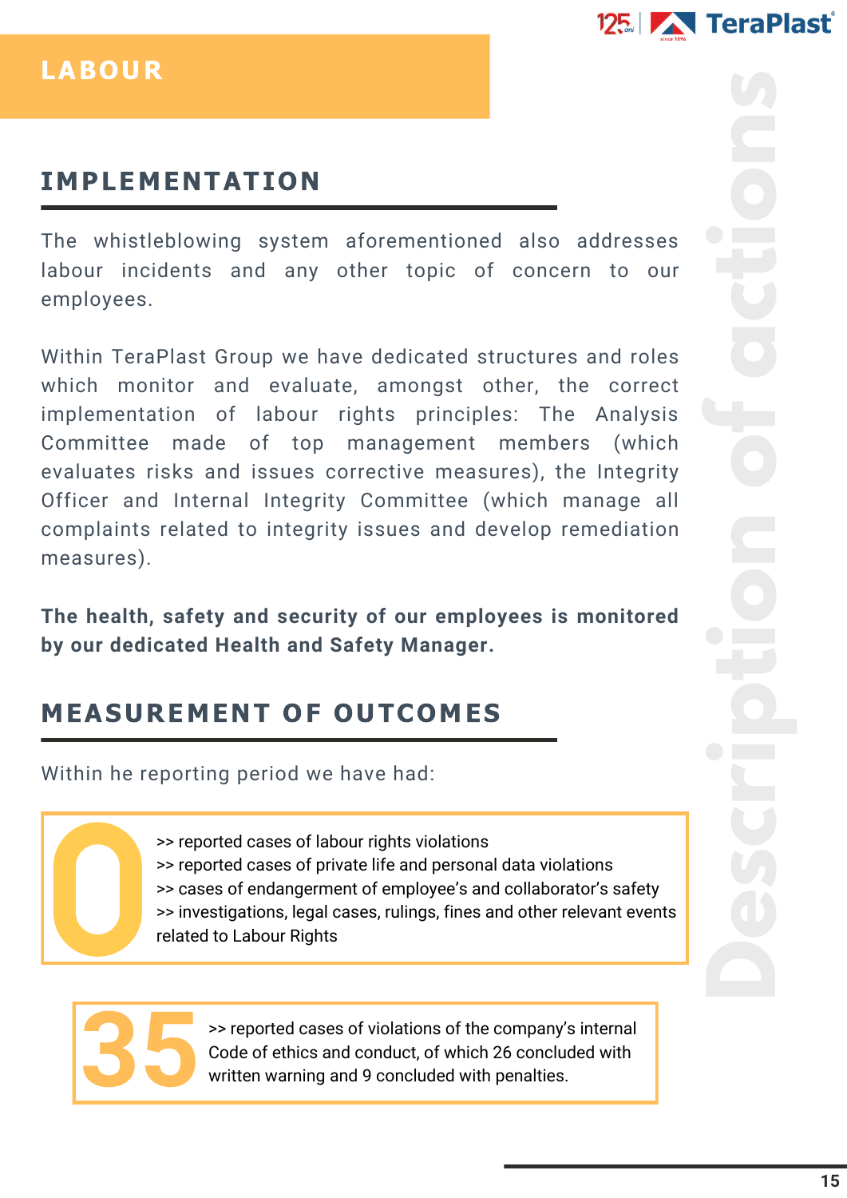# LABOUR

## IMPLEMENTATION

The whistleblowing system aforementioned also addresses labour incidents and any other topic of concern to our employees.

Within TeraPlast Group we have dedicated structures and roles which monitor and evaluate, amongst other, the correct implementation of labour rights principles: The Analysis Committee made of top management members (which evaluates risks and issues corrective measures), the Integrity Officer and Internal Integrity Committee (which manage all complaints related to integrity issues and develop remediation measures).

**The health, safety and security of our employees is monitored by our dedicated Health and Safety Manager.**

## MEASUREMENT OF OUTCOMES

Within he reporting period we have had:

**0**

>> reported cases of labour rights violations
>> reported cases of private life and personal data violations
>> cases of endangerment of employee's and collaborator's safety
>> investigations, legal cases, rulings, fines and other relevant events related to Labour Rights

**35**

>> reported cases of violations of the company's internal Code of ethics and conduct, of which 26 concluded with written warning and 9 concluded with penalties.

Description of actions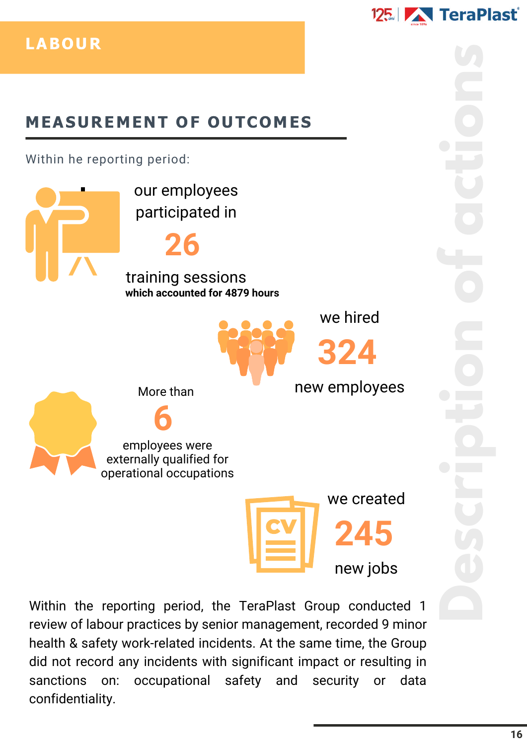# LABOUR

## MEASUREMENT OF OUTCOMES

Within he reporting period:

our employees participated in

**26**

training sessions
**which accounted for 4879 hours**

we hired

**324**

new employees

More than

**6**

employees were externally qualified for operational occupations

we created

**245**

new jobs

Within the reporting period, the TeraPlast Group conducted 1 review of labour practices by senior management, recorded 9 minor health & safety work-related incidents. At the same time, the Group did not record any incidents with significant impact or resulting in sanctions on: occupational safety and security or data confidentiality.

Description of actions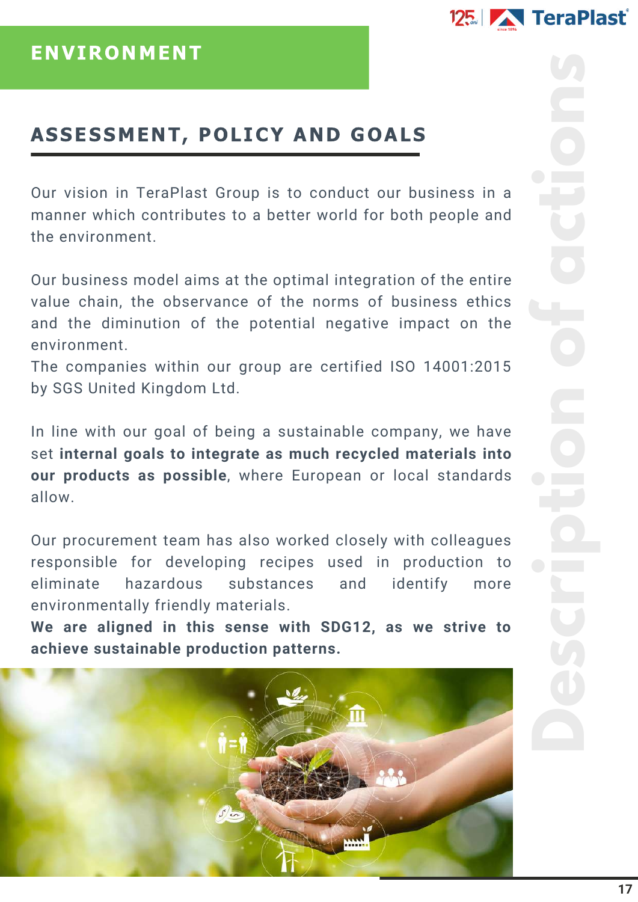# ENVIRONMENT

## ASSESSMENT, POLICY AND GOALS

Our vision in TeraPlast Group is to conduct our business in a manner which contributes to a better world for both people and the environment.

Our business model aims at the optimal integration of the entire value chain, the observance of the norms of business ethics and the diminution of the potential negative impact on the environment.
The companies within our group are certified ISO 14001:2015 by SGS United Kingdom Ltd.

In line with our goal of being a sustainable company, we have set **internal goals to integrate as much recycled materials into our products as possible**, where European or local standards allow.

Our procurement team has also worked closely with colleagues responsible for developing recipes used in production to eliminate hazardous substances and identify more environmentally friendly materials.
**We are aligned in this sense with SDG12, as we strive to achieve sustainable production patterns.**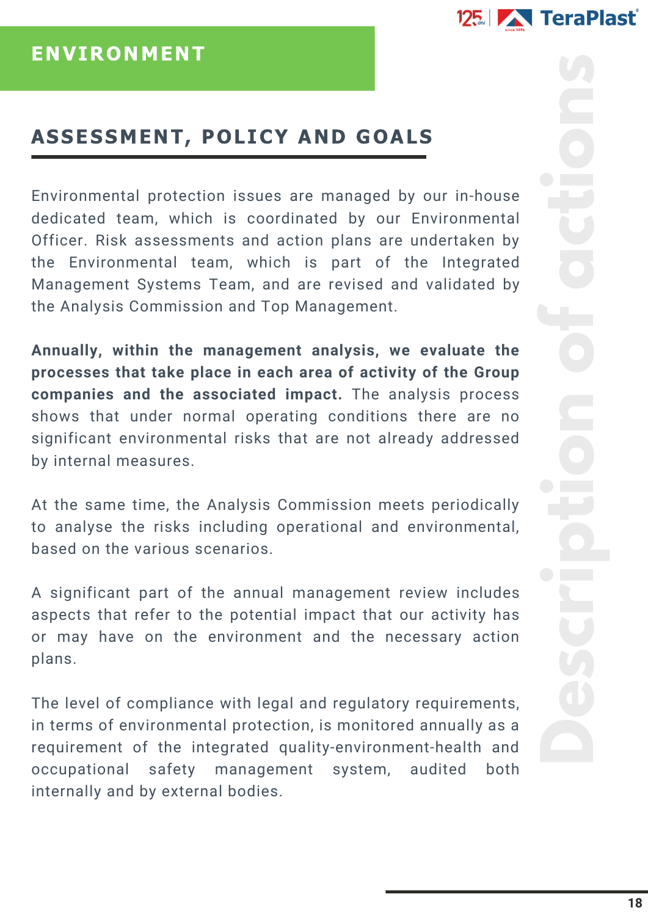# ENVIRONMENT

## ASSESSMENT, POLICY AND GOALS

Environmental protection issues are managed by our in-house dedicated team, which is coordinated by our Environmental Officer. Risk assessments and action plans are undertaken by the Environmental team, which is part of the Integrated Management Systems Team, and are revised and validated by the Analysis Commission and Top Management.

**Annually, within the management analysis, we evaluate the processes that take place in each area of activity of the Group companies and the associated impact.** The analysis process shows that under normal operating conditions there are no significant environmental risks that are not already addressed by internal measures.

At the same time, the Analysis Commission meets periodically to analyse the risks including operational and environmental, based on the various scenarios.

A significant part of the annual management review includes aspects that refer to the potential impact that our activity has or may have on the environment and the necessary action plans.

The level of compliance with legal and regulatory requirements, in terms of environmental protection, is monitored annually as a requirement of the integrated quality-environment-health and occupational safety management system, audited both internally and by external bodies.

Description of actions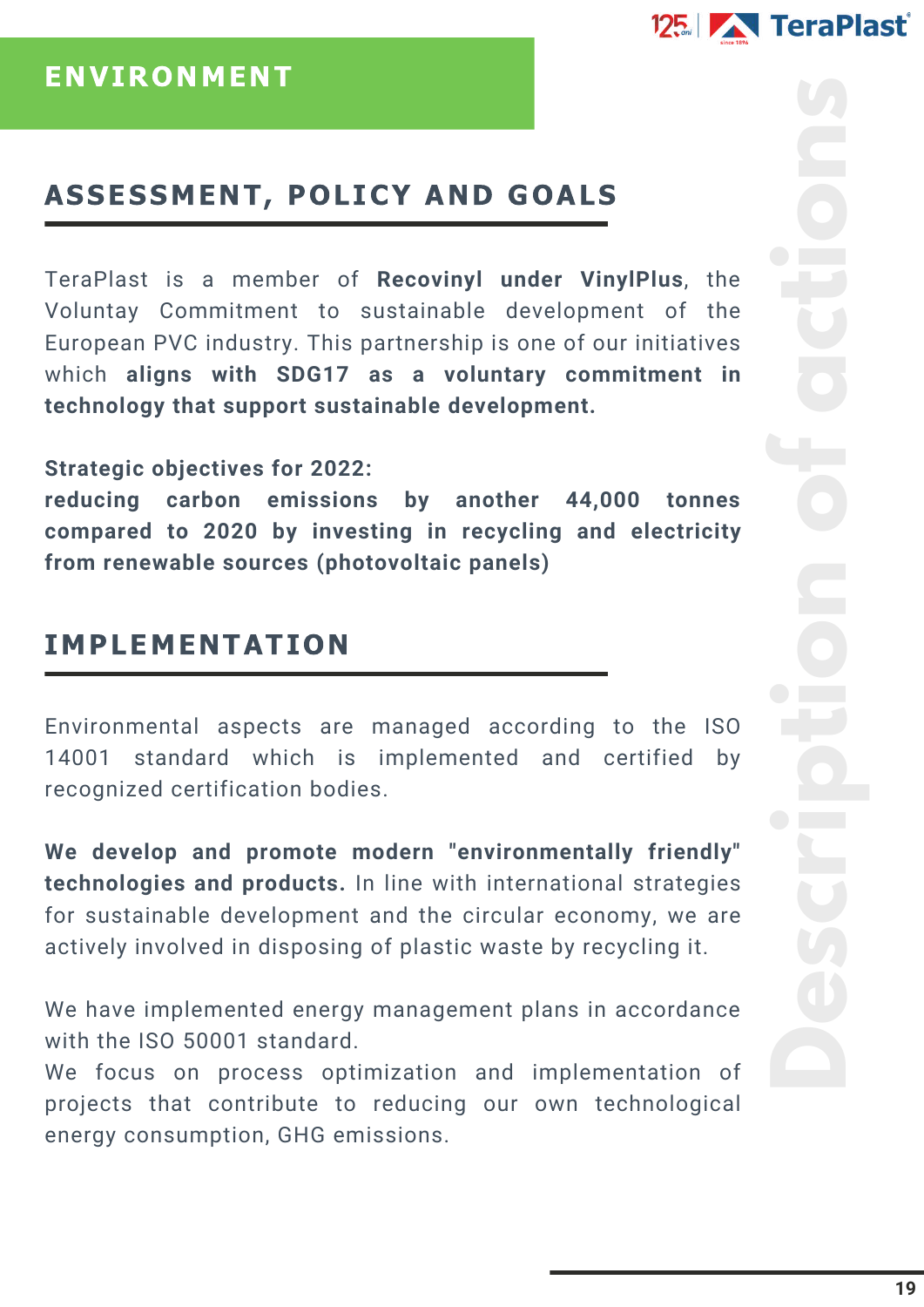# ENVIRONMENT

## ASSESSMENT, POLICY AND GOALS

TeraPlast is a member of **Recovinyl under VinylPlus**, the Voluntay Commitment to sustainable development of the European PVC industry. This partnership is one of our initiatives which **aligns with SDG17 as a voluntary commitment in technology that support sustainable development.**

**Strategic objectives for 2022:**
**reducing carbon emissions by another 44,000 tonnes compared to 2020 by investing in recycling and electricity from renewable sources (photovoltaic panels)**

## IMPLEMENTATION

Environmental aspects are managed according to the ISO 14001 standard which is implemented and certified by recognized certification bodies.

**We develop and promote modern "environmentally friendly" technologies and products.** In line with international strategies for sustainable development and the circular economy, we are actively involved in disposing of plastic waste by recycling it.

We have implemented energy management plans in accordance with the ISO 50001 standard.
We focus on process optimization and implementation of projects that contribute to reducing our own technological energy consumption, GHG emissions.

Description of actions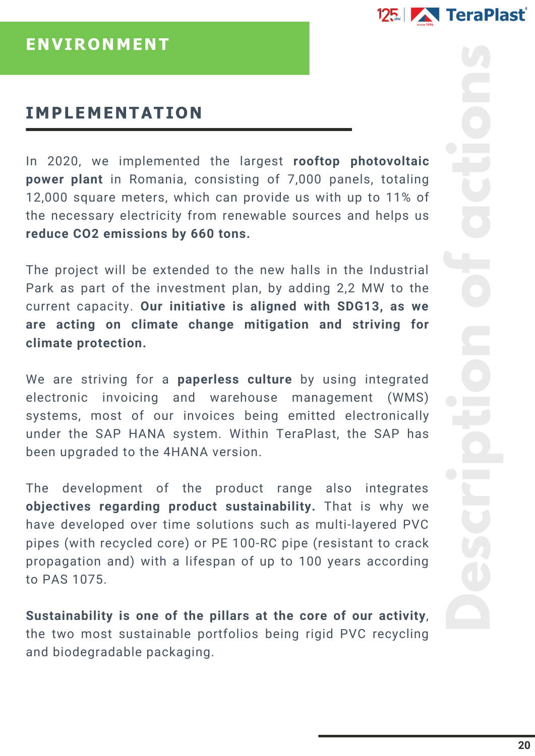# ENVIRONMENT

## IMPLEMENTATION

In 2020, we implemented the largest **rooftop photovoltaic power plant** in Romania, consisting of 7,000 panels, totaling 12,000 square meters, which can provide us with up to 11% of the necessary electricity from renewable sources and helps us **reduce CO2 emissions by 660 tons.**

The project will be extended to the new halls in the Industrial Park as part of the investment plan, by adding 2,2 MW to the current capacity. **Our initiative is aligned with SDG13, as we are acting on climate change mitigation and striving for climate protection.**

We are striving for a **paperless culture** by using integrated electronic invoicing and warehouse management (WMS) systems, most of our invoices being emitted electronically under the SAP HANA system. Within TeraPlast, the SAP has been upgraded to the 4HANA version.

The development of the product range also integrates **objectives regarding product sustainability.** That is why we have developed over time solutions such as multi-layered PVC pipes (with recycled core) or PE 100-RC pipe (resistant to crack propagation and) with a lifespan of up to 100 years according to PAS 1075.

**Sustainability is one of the pillars at the core of our activity**, the two most sustainable portfolios being rigid PVC recycling and biodegradable packaging.

Description of actions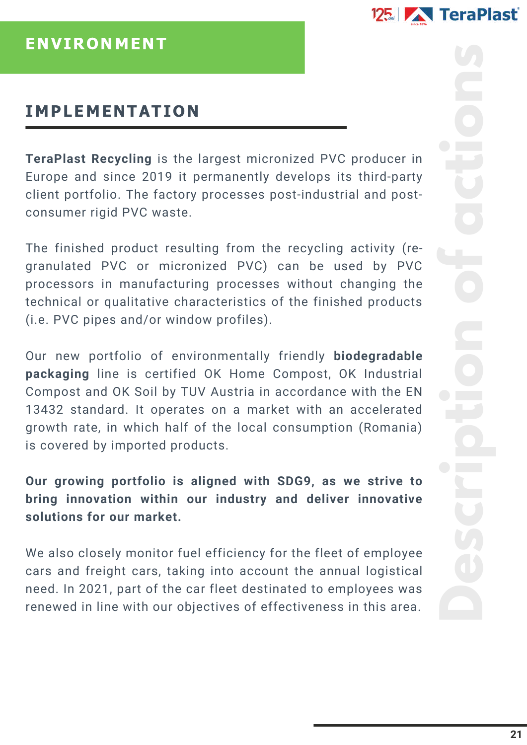# ENVIRONMENT

## IMPLEMENTATION

**TeraPlast Recycling** is the largest micronized PVC producer in Europe and since 2019 it permanently develops its third-party client portfolio. The factory processes post-industrial and post-consumer rigid PVC waste.

The finished product resulting from the recycling activity (re-granulated PVC or micronized PVC) can be used by PVC processors in manufacturing processes without changing the technical or qualitative characteristics of the finished products (i.e. PVC pipes and/or window profiles).

Our new portfolio of environmentally friendly **biodegradable packaging** line is certified OK Home Compost, OK Industrial Compost and OK Soil by TUV Austria in accordance with the EN 13432 standard. It operates on a market with an accelerated growth rate, in which half of the local consumption (Romania) is covered by imported products.

**Our growing portfolio is aligned with SDG9, as we strive to bring innovation within our industry and deliver innovative solutions for our market.**

We also closely monitor fuel efficiency for the fleet of employee cars and freight cars, taking into account the annual logistical need. In 2021, part of the car fleet destinated to employees was renewed in line with our objectives of effectiveness in this area.

Description of actions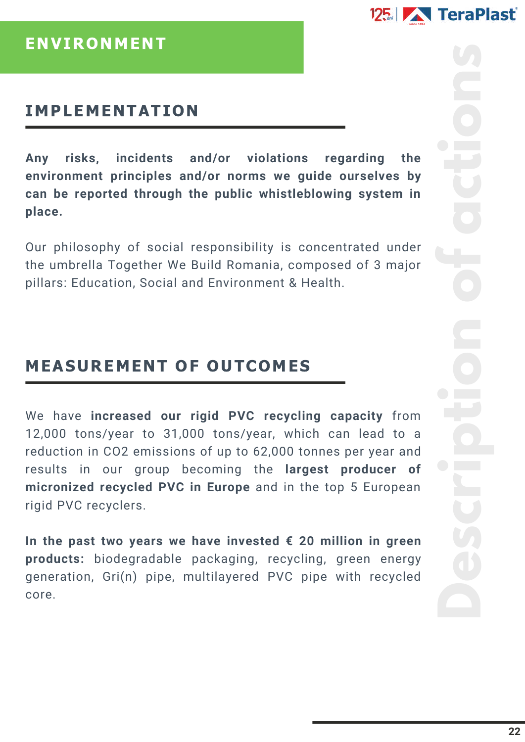# ENVIRONMENT

## IMPLEMENTATION

**Any risks, incidents and/or violations regarding the environment principles and/or norms we guide ourselves by can be reported through the public whistleblowing system in place.**

Our philosophy of social responsibility is concentrated under the umbrella Together We Build Romania, composed of 3 major pillars: Education, Social and Environment & Health.

## MEASUREMENT OF OUTCOMES

We have **increased our rigid PVC recycling capacity** from 12,000 tons/year to 31,000 tons/year, which can lead to a reduction in $CO_2$ emissions of up to 62,000 tonnes per year and results in our group becoming the **largest producer of micronized recycled PVC in Europe** and in the top 5 European rigid PVC recyclers.

**In the past two years we have invested € 20 million in green products:** biodegradable packaging, recycling, green energy generation, Gri(n) pipe, multilayered PVC pipe with recycled core.

Description of actions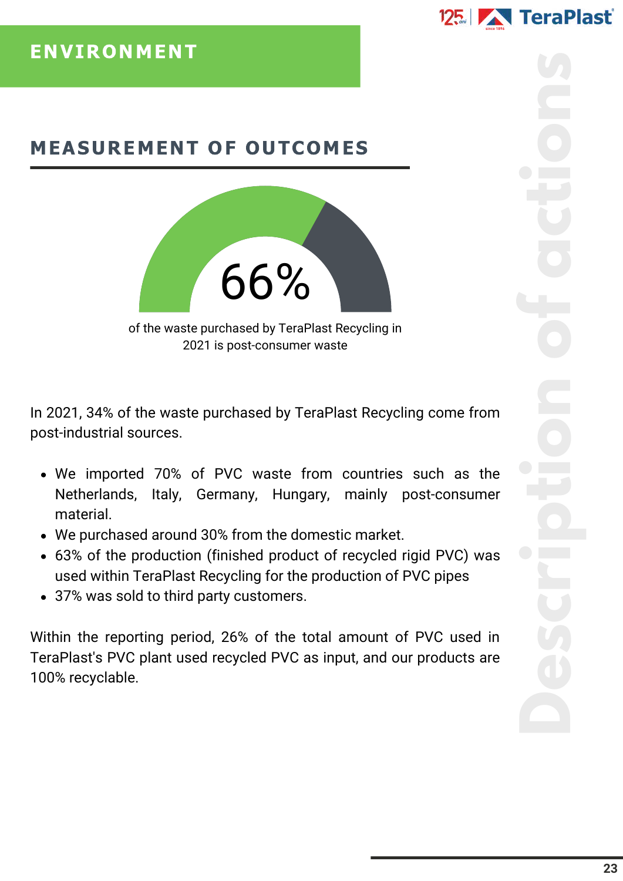# ENVIRONMENT

## MEASUREMENT OF OUTCOMES

66%

of the waste purchased by TeraPlast Recycling in 2021 is post-consumer waste

In 2021, 34% of the waste purchased by TeraPlast Recycling come from post-industrial sources.

- We imported 70% of PVC waste from countries such as the Netherlands, Italy, Germany, Hungary, mainly post-consumer material.
- We purchased around 30% from the domestic market.
- 63% of the production (finished product of recycled rigid PVC) was used within TeraPlast Recycling for the production of PVC pipes
- 37% was sold to third party customers.

Within the reporting period, 26% of the total amount of PVC used in TeraPlast's PVC plant used recycled PVC as input, and our products are 100% recyclable.

Description of actions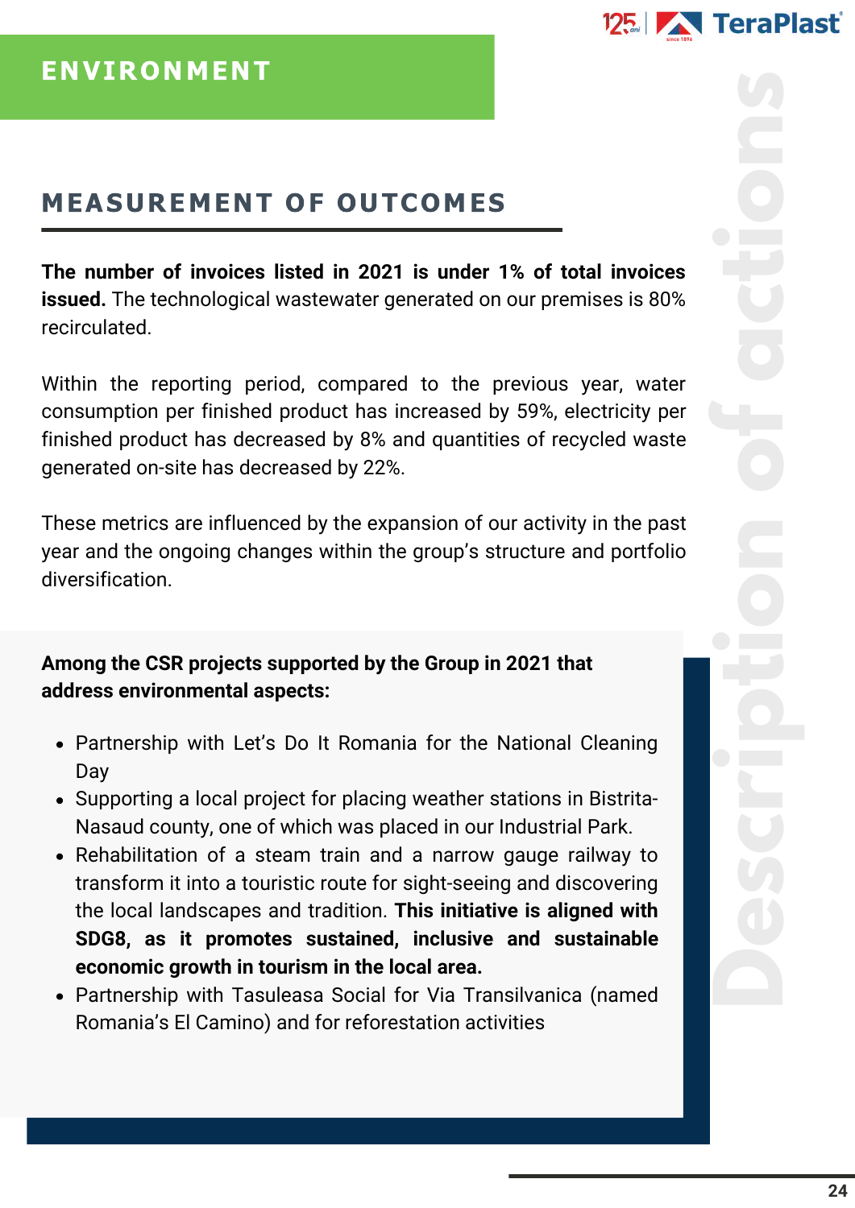# ENVIRONMENT

## MEASUREMENT OF OUTCOMES

**The number of invoices listed in 2021 is under 1% of total invoices issued.** The technological wastewater generated on our premises is 80% recirculated.

Within the reporting period, compared to the previous year, water consumption per finished product has increased by 59%, electricity per finished product has decreased by 8% and quantities of recycled waste generated on-site has decreased by 22%.

These metrics are influenced by the expansion of our activity in the past year and the ongoing changes within the group's structure and portfolio diversification.

**Among the CSR projects supported by the Group in 2021 that address environmental aspects:**

- Partnership with Let's Do It Romania for the National Cleaning Day
- Supporting a local project for placing weather stations in Bistrita-Nasaud county, one of which was placed in our Industrial Park.
- Rehabilitation of a steam train and a narrow gauge railway to transform it into a touristic route for sight-seeing and discovering the local landscapes and tradition. **This initiative is aligned with SDG8, as it promotes sustained, inclusive and sustainable economic growth in tourism in the local area.**
- Partnership with Tasuleasa Social for Via Transilvanica (named Romania's El Camino) and for reforestation activities

Description of actions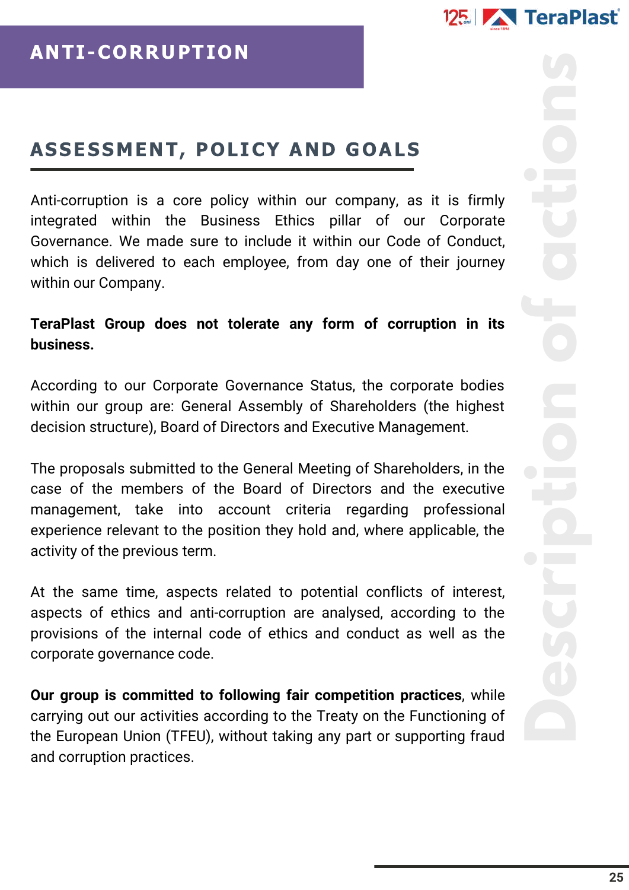# ANTI-CORRUPTION

## ASSESSMENT, POLICY AND GOALS

Anti-corruption is a core policy within our company, as it is firmly integrated within the Business Ethics pillar of our Corporate Governance. We made sure to include it within our Code of Conduct, which is delivered to each employee, from day one of their journey within our Company.

**TeraPlast Group does not tolerate any form of corruption in its business.**

According to our Corporate Governance Status, the corporate bodies within our group are: General Assembly of Shareholders (the highest decision structure), Board of Directors and Executive Management.

The proposals submitted to the General Meeting of Shareholders, in the case of the members of the Board of Directors and the executive management, take into account criteria regarding professional experience relevant to the position they hold and, where applicable, the activity of the previous term.

At the same time, aspects related to potential conflicts of interest, aspects of ethics and anti-corruption are analysed, according to the provisions of the internal code of ethics and conduct as well as the corporate governance code.

**Our group is committed to following fair competition practices**, while carrying out our activities according to the Treaty on the Functioning of the European Union (TFEU), without taking any part or supporting fraud and corruption practices.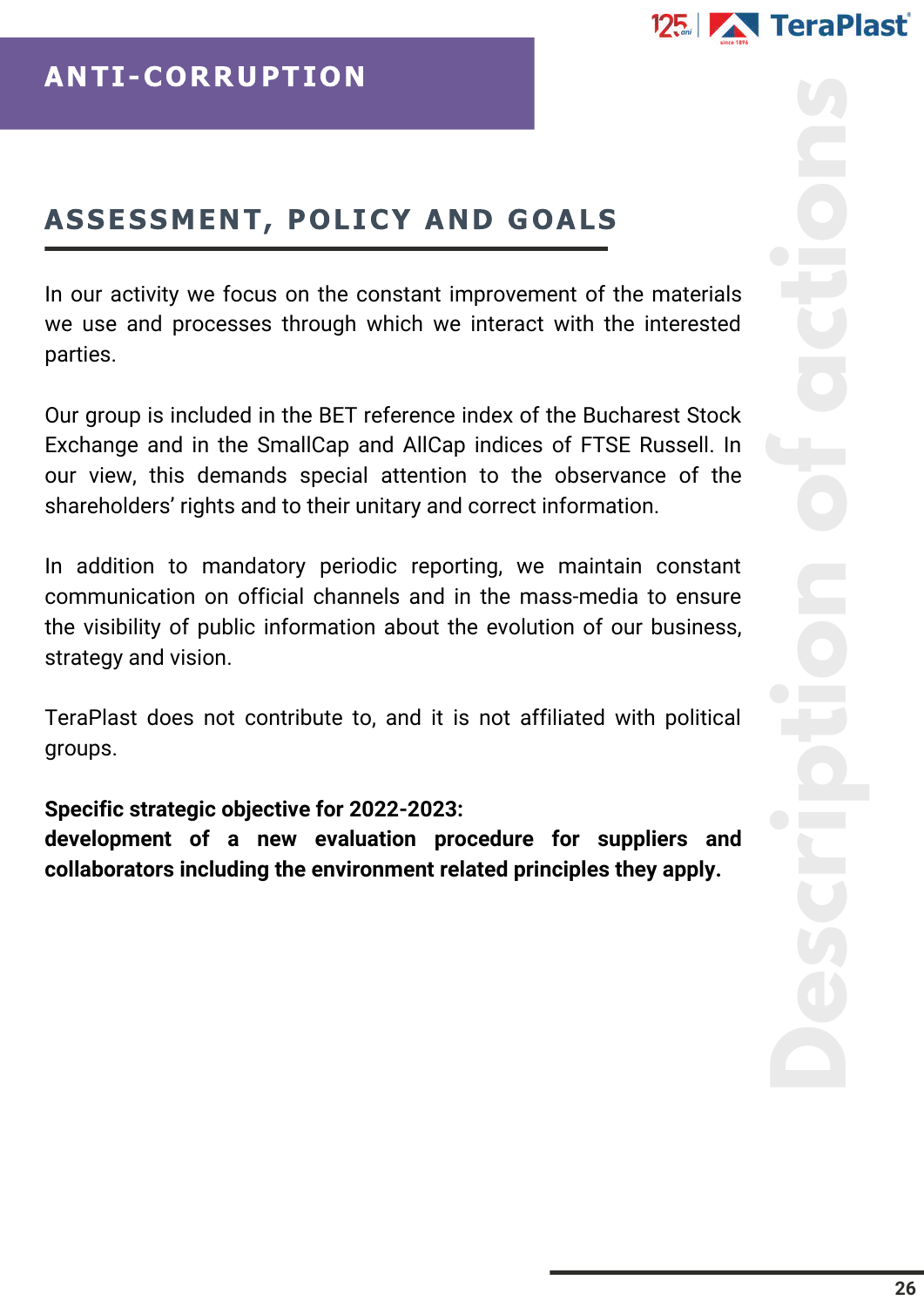# ANTI-CORRUPTION

## ASSESSMENT, POLICY AND GOALS

In our activity we focus on the constant improvement of the materials we use and processes through which we interact with the interested parties.

Our group is included in the BET reference index of the Bucharest Stock Exchange and in the SmallCap and AllCap indices of FTSE Russell. In our view, this demands special attention to the observance of the shareholders' rights and to their unitary and correct information.

In addition to mandatory periodic reporting, we maintain constant communication on official channels and in the mass-media to ensure the visibility of public information about the evolution of our business, strategy and vision.

TeraPlast does not contribute to, and it is not affiliated with political groups.

**Specific strategic objective for 2022-2023:**
**development of a new evaluation procedure for suppliers and collaborators including the environment related principles they apply.**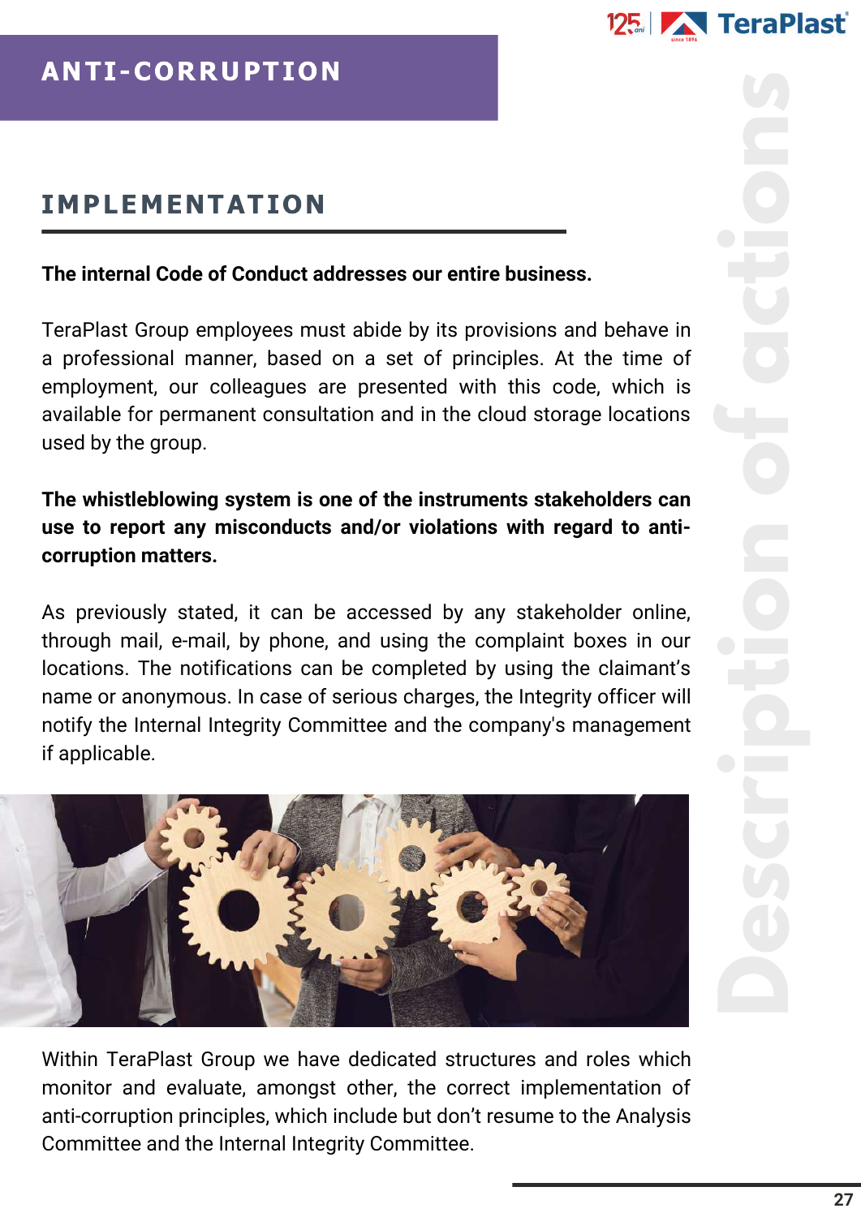# ANTI-CORRUPTION

## IMPLEMENTATION

**The internal Code of Conduct addresses our entire business.**

TeraPlast Group employees must abide by its provisions and behave in a professional manner, based on a set of principles. At the time of employment, our colleagues are presented with this code, which is available for permanent consultation and in the cloud storage locations used by the group.

**The whistleblowing system is one of the instruments stakeholders can use to report any misconducts and/or violations with regard to anti-corruption matters.**

As previously stated, it can be accessed by any stakeholder online, through mail, e-mail, by phone, and using the complaint boxes in our locations. The notifications can be completed by using the claimant's name or anonymous. In case of serious charges, the Integrity officer will notify the Internal Integrity Committee and the company's management if applicable.

Within TeraPlast Group we have dedicated structures and roles which monitor and evaluate, amongst other, the correct implementation of anti-corruption principles, which include but don't resume to the Analysis Committee and the Internal Integrity Committee.

Description of actions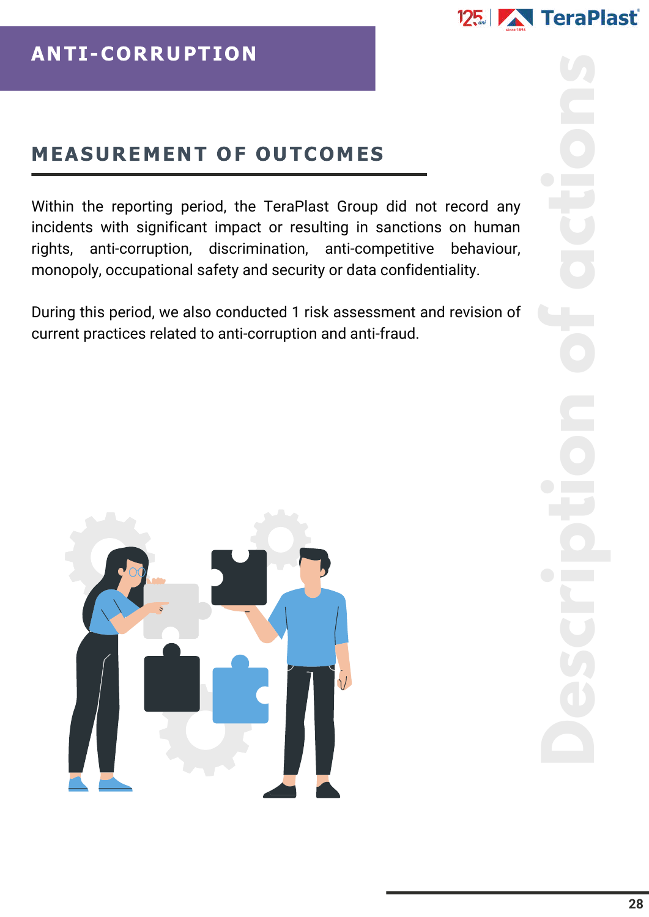# ANTI-CORRUPTION

## MEASUREMENT OF OUTCOMES

Within the reporting period, the TeraPlast Group did not record any incidents with significant impact or resulting in sanctions on human rights, anti-corruption, discrimination, anti-competitive behaviour, monopoly, occupational safety and security or data confidentiality.

During this period, we also conducted 1 risk assessment and revision of current practices related to anti-corruption and anti-fraud.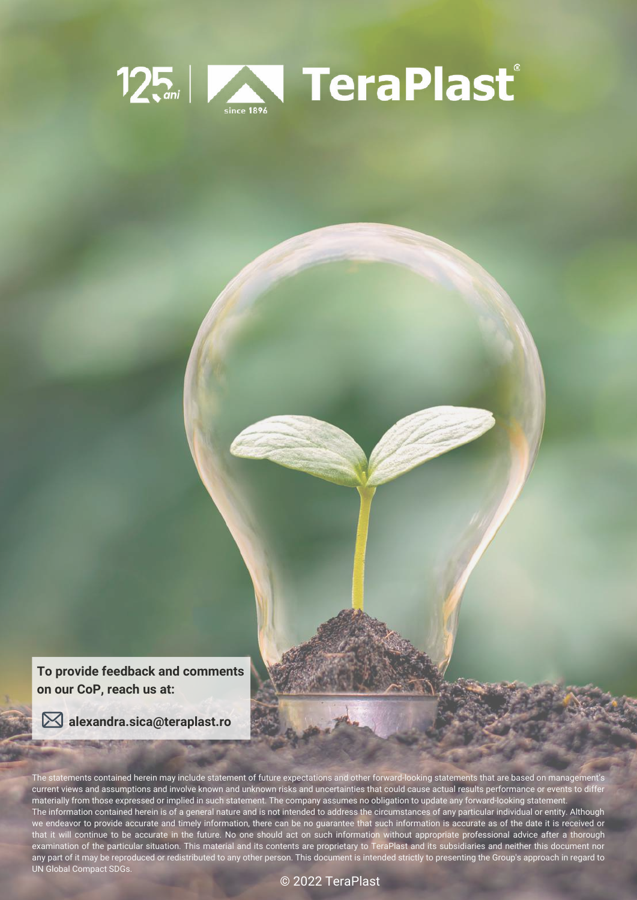125 ani | TeraPlast® since 1896

**To provide feedback and comments on our CoP, reach us at:**

**alexandra.sica@teraplast.ro**

The statements contained herein may include statement of future expectations and other forward-looking statements that are based on management's current views and assumptions and involve known and unknown risks and uncertainties that could cause actual results performance or events to differ materially from those expressed or implied in such statement. The company assumes no obligation to update any forward-looking statement.
The information contained herein is of a general nature and is not intended to address the circumstances of any particular individual or entity. Although we endeavor to provide accurate and timely information, there can be no guarantee that such information is accurate as of the date it is received or that it will continue to be accurate in the future. No one should act on such information without appropriate professional advice after a thorough examination of the particular situation. This material and its contents are proprietary to TeraPlast and its subsidiaries and neither this document nor any part of it may be reproduced or redistributed to any other person. This document is intended strictly to presenting the Group's approach in regard to UN Global Compact SDGs.

© 2022 TeraPlast